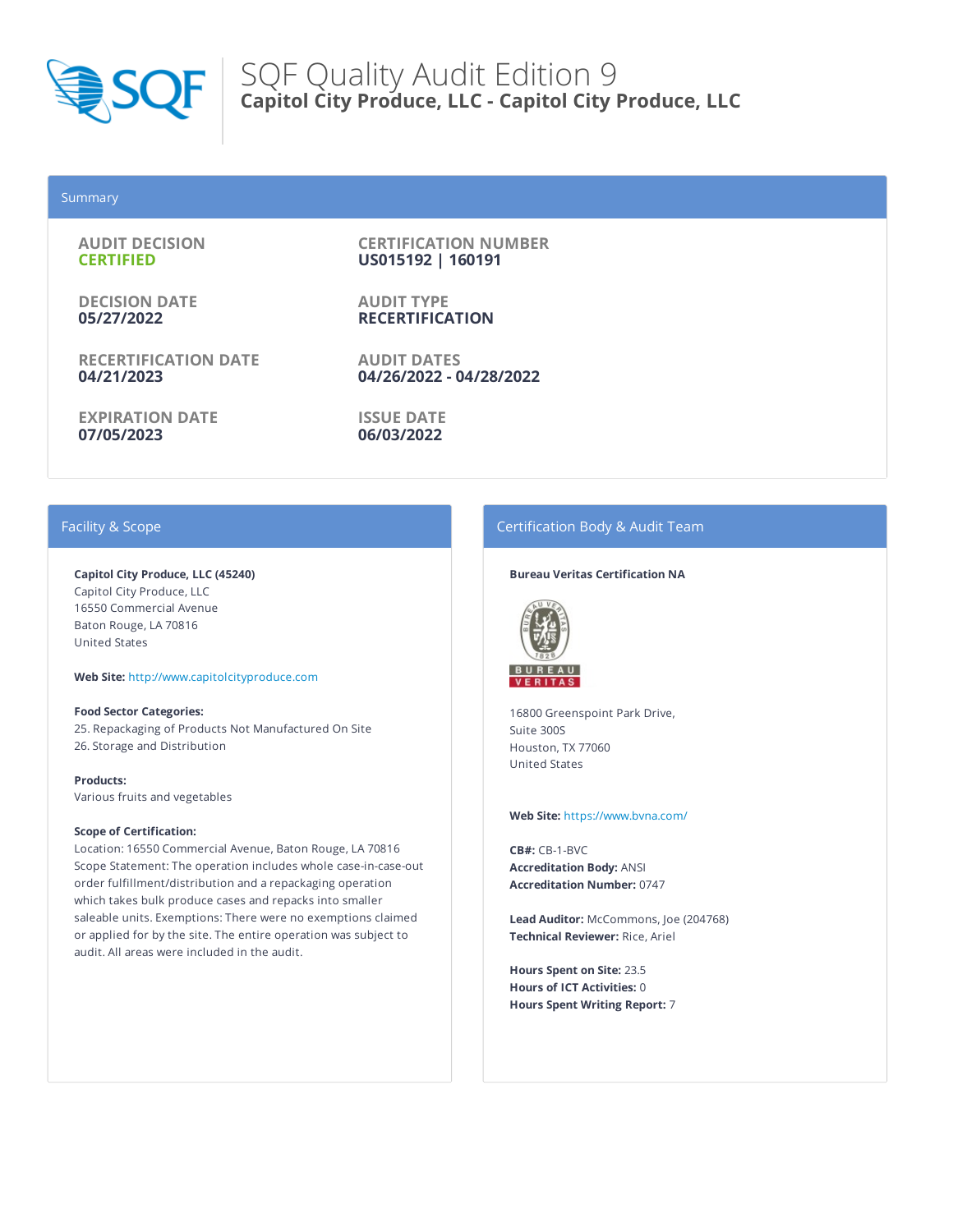# SQF Quality Audit Edition 9

## Capitol City Produce, LLC - Capitol City Produce, LLC

## Summary

**AUDIT DECISION**
**CERTIFIED**

**CERTIFICATION NUMBER**
**US015192 | 160191**

**DECISION DATE**
**05/27/2022**

**AUDIT TYPE**
**RECERTIFICATION**

**RECERTIFICATION DATE**
**04/21/2023**

**AUDIT DATES**
**04/26/2022 - 04/28/2022**

**EXPIRATION DATE**
**07/05/2023**

**ISSUE DATE**
**06/03/2022**

## Facility & Scope

**Capitol City Produce, LLC (45240)**
Capitol City Produce, LLC
16550 Commercial Avenue
Baton Rouge, LA 70816
United States

**Web Site:** http://www.capitolcityproduce.com

**Food Sector Categories:**
25. Repackaging of Products Not Manufactured On Site
26. Storage and Distribution

**Products:**
Various fruits and vegetables

**Scope of Certification:**
Location: 16550 Commercial Avenue, Baton Rouge, LA 70816
Scope Statement: The operation includes whole case-in-case-out order fulfillment/distribution and a repackaging operation which takes bulk produce cases and repacks into smaller saleable units. Exemptions: There were no exemptions claimed or applied for by the site. The entire operation was subject to audit. All areas were included in the audit.

## Certification Body & Audit Team

**Bureau Veritas Certification NA**

16800 Greenspoint Park Drive,
Suite 300S
Houston, TX 77060
United States

**Web Site:** https://www.bvna.com/

**CB#:** CB-1-BVC
**Accreditation Body:** ANSI
**Accreditation Number:** 0747

**Lead Auditor:** McCommons, Joe (204768)
**Technical Reviewer:** Rice, Ariel

**Hours Spent on Site:** 23.5
**Hours of ICT Activities:** 0
**Hours Spent Writing Report:** 7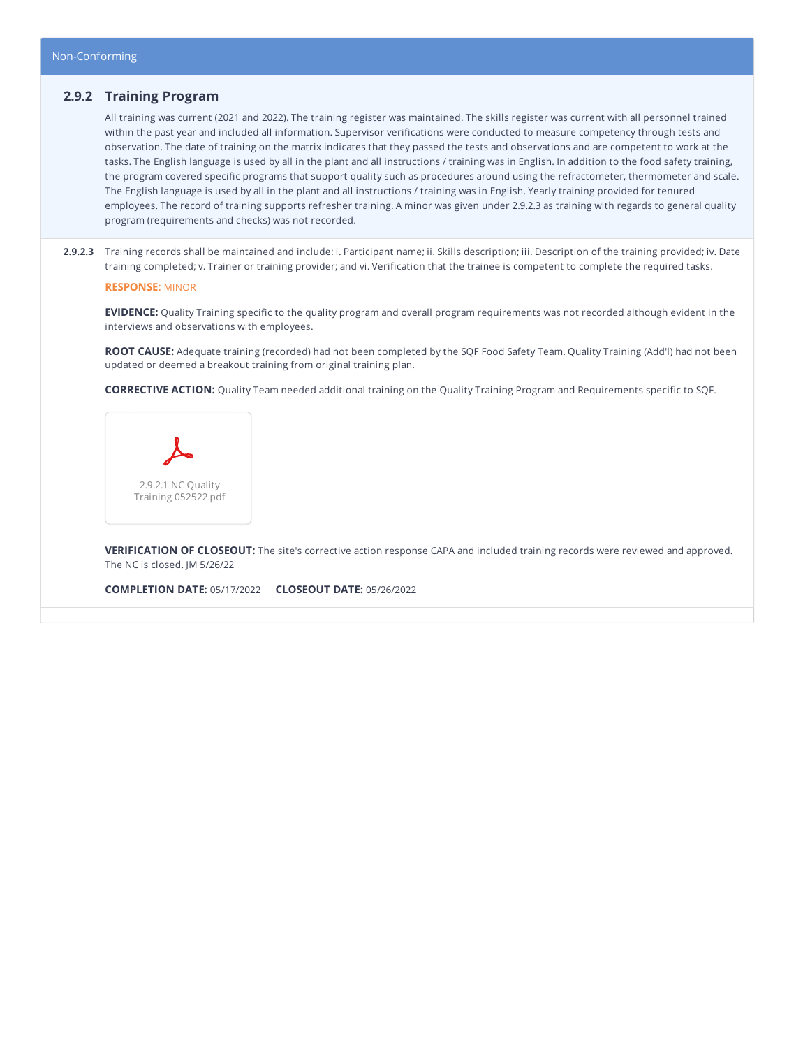Non-Conforming

## 2.9.2 Training Program

All training was current (2021 and 2022). The training register was maintained. The skills register was current with all personnel trained within the past year and included all information. Supervisor verifications were conducted to measure competency through tests and observation. The date of training on the matrix indicates that they passed the tests and observations and are competent to work at the tasks. The English language is used by all in the plant and all instructions / training was in English. In addition to the food safety training, the program covered specific programs that support quality such as procedures around using the refractometer, thermometer and scale. The English language is used by all in the plant and all instructions / training was in English. Yearly training provided for tenured employees. The record of training supports refresher training. A minor was given under 2.9.2.3 as training with regards to general quality program (requirements and checks) was not recorded.

**2.9.2.3** Training records shall be maintained and include: i. Participant name; ii. Skills description; iii. Description of the training provided; iv. Date training completed; v. Trainer or training provider; and vi. Verification that the trainee is competent to complete the required tasks.

**RESPONSE:** MINOR

**EVIDENCE:** Quality Training specific to the quality program and overall program requirements was not recorded although evident in the interviews and observations with employees.

**ROOT CAUSE:** Adequate training (recorded) had not been completed by the SQF Food Safety Team. Quality Training (Add'l) had not been updated or deemed a breakout training from original training plan.

**CORRECTIVE ACTION:** Quality Team needed additional training on the Quality Training Program and Requirements specific to SQF.

2.9.2.1 NC Quality Training 052522.pdf

**VERIFICATION OF CLOSEOUT:** The site's corrective action response CAPA and included training records were reviewed and approved. The NC is closed. JM 5/26/22

**COMPLETION DATE:** 05/17/2022 **CLOSEOUT DATE:** 05/26/2022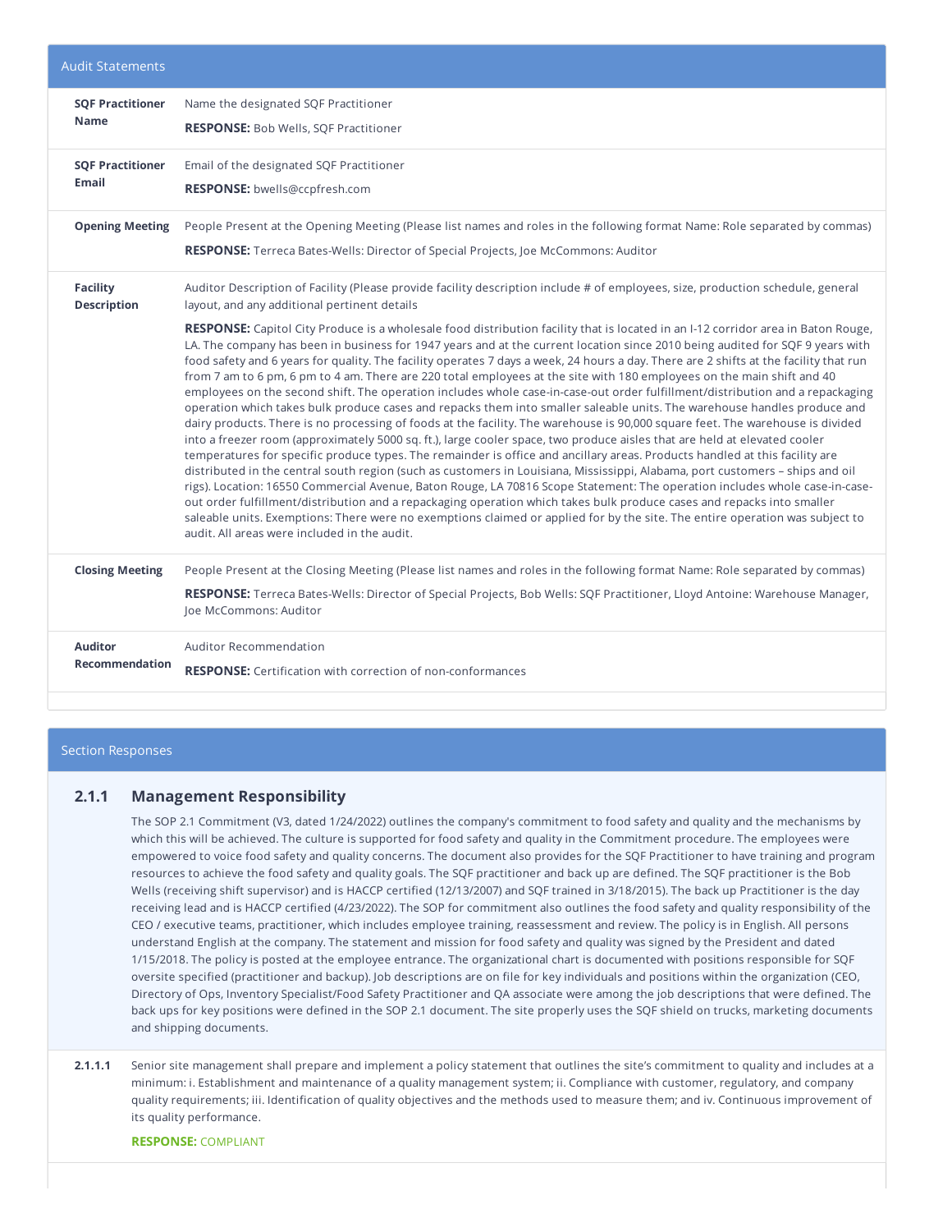## Audit Statements

| | |
|---|---|
| **SQF Practitioner Name** | Name the designated SQF Practitioner<br>**RESPONSE:** Bob Wells, SQF Practitioner |
| **SQF Practitioner Email** | Email of the designated SQF Practitioner<br>**RESPONSE:** bwells@ccpfresh.com |
| **Opening Meeting** | People Present at the Opening Meeting (Please list names and roles in the following format Name: Role separated by commas)<br>**RESPONSE:** Terreca Bates-Wells: Director of Special Projects, Joe McCommons: Auditor |
| **Facility Description** | Auditor Description of Facility (Please provide facility description include # of employees, size, production schedule, general layout, and any additional pertinent details<br>**RESPONSE:** Capitol City Produce is a wholesale food distribution facility that is located in an I-12 corridor area in Baton Rouge, LA. The company has been in business for 1947 years and at the current location since 2010 being audited for SQF 9 years with food safety and 6 years for quality. The facility operates 7 days a week, 24 hours a day. There are 2 shifts at the facility that run from 7 am to 6 pm, 6 pm to 4 am. There are 220 total employees at the site with 180 employees on the main shift and 40 employees on the second shift. The operation includes whole case-in-case-out order fulfillment/distribution and a repackaging operation which takes bulk produce cases and repacks them into smaller saleable units. The warehouse handles produce and dairy products. There is no processing of foods at the facility. The warehouse is 90,000 square feet. The warehouse is divided into a freezer room (approximately 5000 sq. ft.), large cooler space, two produce aisles that are held at elevated cooler temperatures for specific produce types. The remainder is office and ancillary areas. Products handled at this facility are distributed in the central south region (such as customers in Louisiana, Mississippi, Alabama, port customers – ships and oil rigs). Location: 16550 Commercial Avenue, Baton Rouge, LA 70816 Scope Statement: The operation includes whole case-in-case-out order fulfillment/distribution and a repackaging operation which takes bulk produce cases and repacks into smaller saleable units. Exemptions: There were no exemptions claimed or applied for by the site. The entire operation was subject to audit. All areas were included in the audit. |
| **Closing Meeting** | People Present at the Closing Meeting (Please list names and roles in the following format Name: Role separated by commas)<br>**RESPONSE:** Terreca Bates-Wells: Director of Special Projects, Bob Wells: SQF Practitioner, Lloyd Antoine: Warehouse Manager, Joe McCommons: Auditor |
| **Auditor Recommendation** | Auditor Recommendation<br>**RESPONSE:** Certification with correction of non-conformances |

## Section Responses

### 2.1.1 Management Responsibility

The SOP 2.1 Commitment (V3, dated 1/24/2022) outlines the company's commitment to food safety and quality and the mechanisms by which this will be achieved. The culture is supported for food safety and quality in the Commitment procedure. The employees were empowered to voice food safety and quality concerns. The document also provides for the SQF Practitioner to have training and program resources to achieve the food safety and quality goals. The SQF practitioner and back up are defined. The SQF practitioner is the Bob Wells (receiving shift supervisor) and is HACCP certified (12/13/2007) and SQF trained in 3/18/2015). The back up Practitioner is the day receiving lead and is HACCP certified (4/23/2022). The SOP for commitment also outlines the food safety and quality responsibility of the CEO / executive teams, practitioner, which includes employee training, reassessment and review. The policy is in English. All persons understand English at the company. The statement and mission for food safety and quality was signed by the President and dated 1/15/2018. The policy is posted at the employee entrance. The organizational chart is documented with positions responsible for SQF oversite specified (practitioner and backup). Job descriptions are on file for key individuals and positions within the organization (CEO, Directory of Ops, Inventory Specialist/Food Safety Practitioner and QA associate were among the job descriptions that were defined. The back ups for key positions were defined in the SOP 2.1 document. The site properly uses the SQF shield on trucks, marketing documents and shipping documents.

**2.1.1.1** Senior site management shall prepare and implement a policy statement that outlines the site's commitment to quality and includes at a minimum: i. Establishment and maintenance of a quality management system; ii. Compliance with customer, regulatory, and company quality requirements; iii. Identification of quality objectives and the methods used to measure them; and iv. Continuous improvement of its quality performance.

**RESPONSE:** COMPLIANT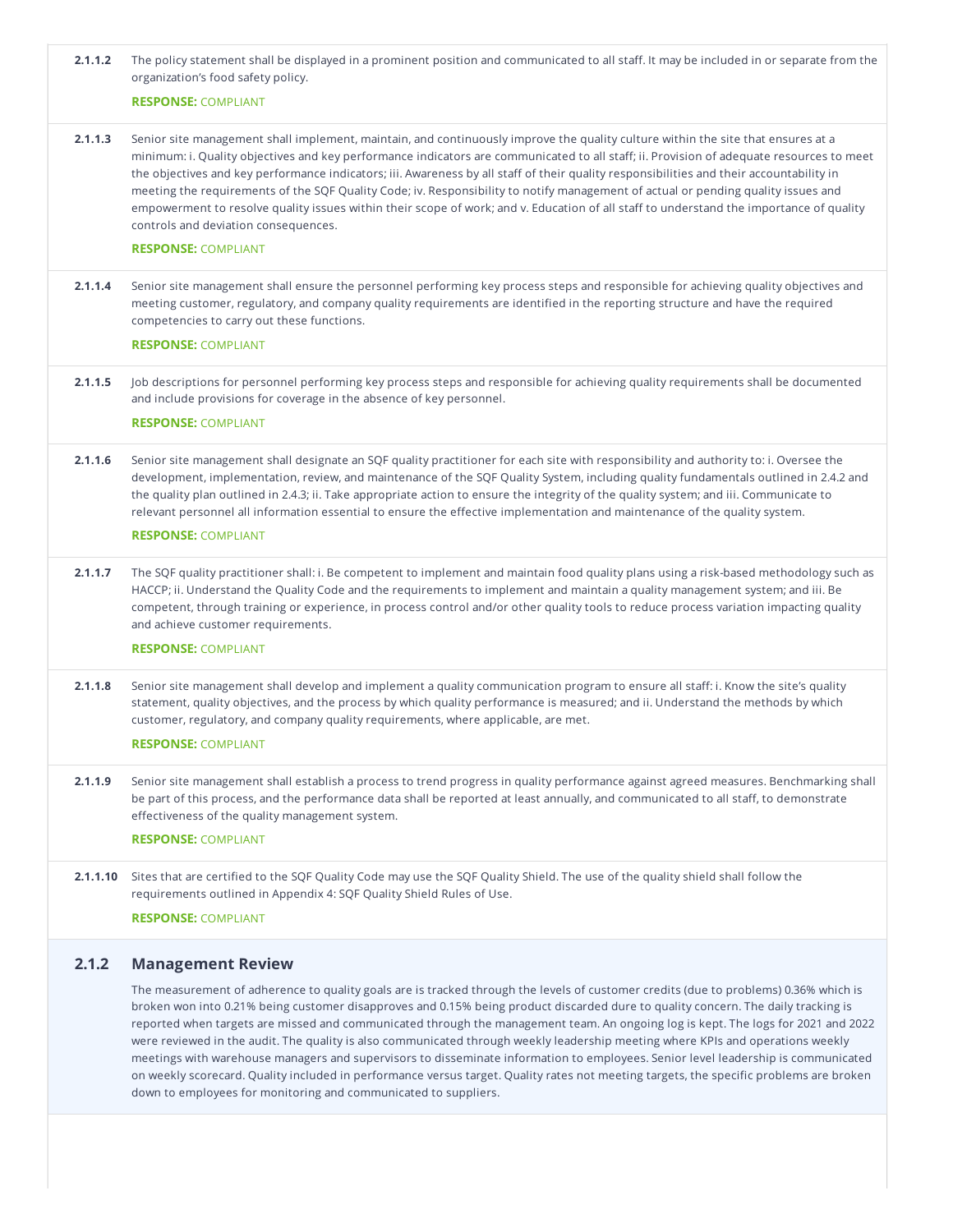**2.1.1.2** The policy statement shall be displayed in a prominent position and communicated to all staff. It may be included in or separate from the organization's food safety policy.

**RESPONSE:** COMPLIANT

**2.1.1.3** Senior site management shall implement, maintain, and continuously improve the quality culture within the site that ensures at a minimum: i. Quality objectives and key performance indicators are communicated to all staff; ii. Provision of adequate resources to meet the objectives and key performance indicators; iii. Awareness by all staff of their quality responsibilities and their accountability in meeting the requirements of the SQF Quality Code; iv. Responsibility to notify management of actual or pending quality issues and empowerment to resolve quality issues within their scope of work; and v. Education of all staff to understand the importance of quality controls and deviation consequences.

**RESPONSE:** COMPLIANT

**2.1.1.4** Senior site management shall ensure the personnel performing key process steps and responsible for achieving quality objectives and meeting customer, regulatory, and company quality requirements are identified in the reporting structure and have the required competencies to carry out these functions.

**RESPONSE:** COMPLIANT

**2.1.1.5** Job descriptions for personnel performing key process steps and responsible for achieving quality requirements shall be documented and include provisions for coverage in the absence of key personnel.

**RESPONSE:** COMPLIANT

**2.1.1.6** Senior site management shall designate an SQF quality practitioner for each site with responsibility and authority to: i. Oversee the development, implementation, review, and maintenance of the SQF Quality System, including quality fundamentals outlined in 2.4.2 and the quality plan outlined in 2.4.3; ii. Take appropriate action to ensure the integrity of the quality system; and iii. Communicate to relevant personnel all information essential to ensure the effective implementation and maintenance of the quality system.

**RESPONSE:** COMPLIANT

**2.1.1.7** The SQF quality practitioner shall: i. Be competent to implement and maintain food quality plans using a risk-based methodology such as HACCP; ii. Understand the Quality Code and the requirements to implement and maintain a quality management system; and iii. Be competent, through training or experience, in process control and/or other quality tools to reduce process variation impacting quality and achieve customer requirements.

**RESPONSE:** COMPLIANT

**2.1.1.8** Senior site management shall develop and implement a quality communication program to ensure all staff: i. Know the site's quality statement, quality objectives, and the process by which quality performance is measured; and ii. Understand the methods by which customer, regulatory, and company quality requirements, where applicable, are met.

**RESPONSE:** COMPLIANT

**2.1.1.9** Senior site management shall establish a process to trend progress in quality performance against agreed measures. Benchmarking shall be part of this process, and the performance data shall be reported at least annually, and communicated to all staff, to demonstrate effectiveness of the quality management system.

**RESPONSE:** COMPLIANT

**2.1.1.10** Sites that are certified to the SQF Quality Code may use the SQF Quality Shield. The use of the quality shield shall follow the requirements outlined in Appendix 4: SQF Quality Shield Rules of Use.

**RESPONSE:** COMPLIANT

## 2.1.2 Management Review

The measurement of adherence to quality goals are is tracked through the levels of customer credits (due to problems) 0.36% which is broken won into 0.21% being customer disapproves and 0.15% being product discarded dure to quality concern. The daily tracking is reported when targets are missed and communicated through the management team. An ongoing log is kept. The logs for 2021 and 2022 were reviewed in the audit. The quality is also communicated through weekly leadership meeting where KPIs and operations weekly meetings with warehouse managers and supervisors to disseminate information to employees. Senior level leadership is communicated on weekly scorecard. Quality included in performance versus target. Quality rates not meeting targets, the specific problems are broken down to employees for monitoring and communicated to suppliers.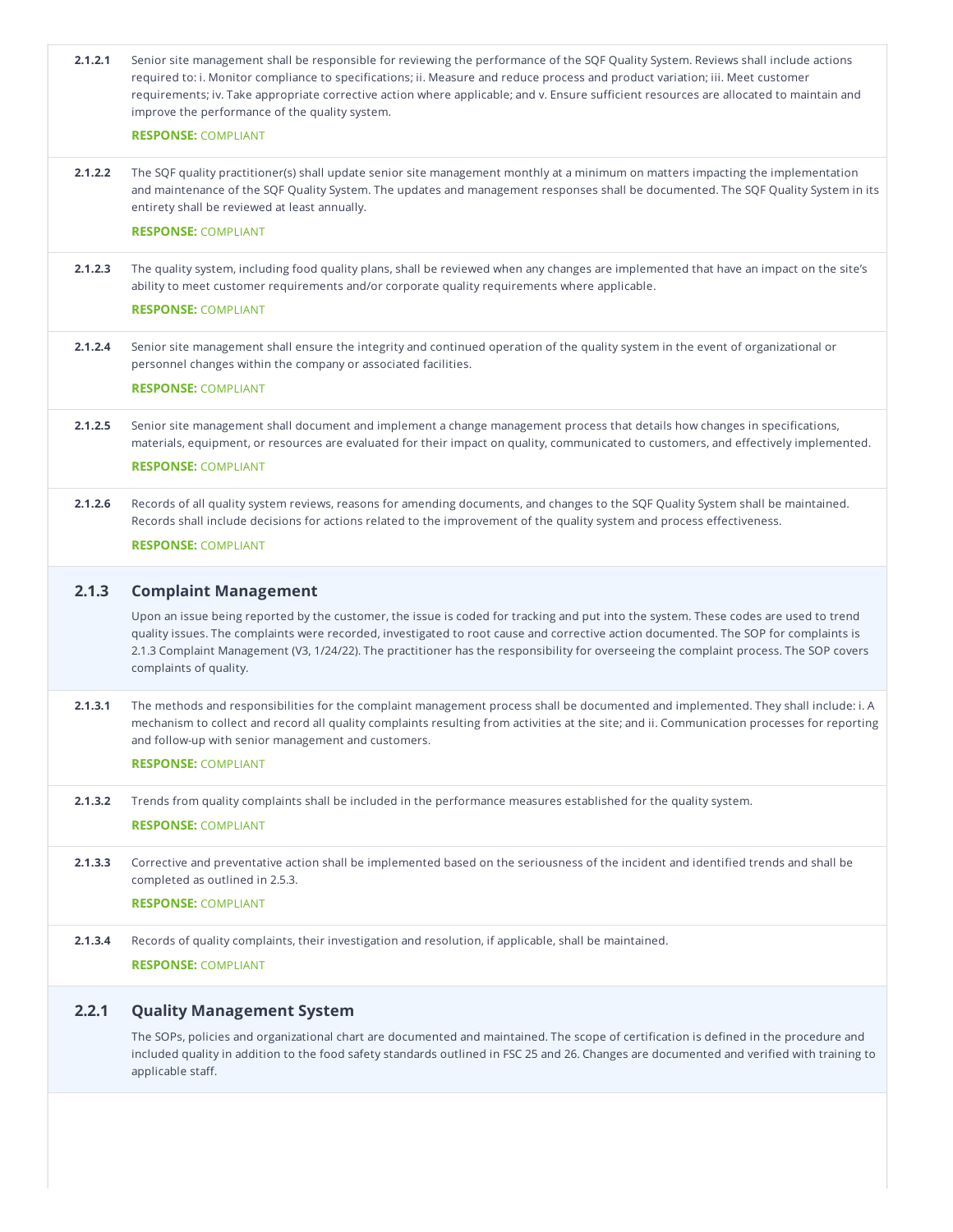**2.1.2.1** Senior site management shall be responsible for reviewing the performance of the SQF Quality System. Reviews shall include actions required to: i. Monitor compliance to specifications; ii. Measure and reduce process and product variation; iii. Meet customer requirements; iv. Take appropriate corrective action where applicable; and v. Ensure sufficient resources are allocated to maintain and improve the performance of the quality system.

**RESPONSE:** COMPLIANT

**2.1.2.2** The SQF quality practitioner(s) shall update senior site management monthly at a minimum on matters impacting the implementation and maintenance of the SQF Quality System. The updates and management responses shall be documented. The SQF Quality System in its entirety shall be reviewed at least annually.

**RESPONSE:** COMPLIANT

**2.1.2.3** The quality system, including food quality plans, shall be reviewed when any changes are implemented that have an impact on the site's ability to meet customer requirements and/or corporate quality requirements where applicable.

**RESPONSE:** COMPLIANT

**2.1.2.4** Senior site management shall ensure the integrity and continued operation of the quality system in the event of organizational or personnel changes within the company or associated facilities.

**RESPONSE:** COMPLIANT

**2.1.2.5** Senior site management shall document and implement a change management process that details how changes in specifications, materials, equipment, or resources are evaluated for their impact on quality, communicated to customers, and effectively implemented.

**RESPONSE:** COMPLIANT

**2.1.2.6** Records of all quality system reviews, reasons for amending documents, and changes to the SQF Quality System shall be maintained. Records shall include decisions for actions related to the improvement of the quality system and process effectiveness.

**RESPONSE:** COMPLIANT

## 2.1.3 Complaint Management

Upon an issue being reported by the customer, the issue is coded for tracking and put into the system. These codes are used to trend quality issues. The complaints were recorded, investigated to root cause and corrective action documented. The SOP for complaints is 2.1.3 Complaint Management (V3, 1/24/22). The practitioner has the responsibility for overseeing the complaint process. The SOP covers complaints of quality.

**2.1.3.1** The methods and responsibilities for the complaint management process shall be documented and implemented. They shall include: i. A mechanism to collect and record all quality complaints resulting from activities at the site; and ii. Communication processes for reporting and follow-up with senior management and customers.

**RESPONSE:** COMPLIANT

**2.1.3.2** Trends from quality complaints shall be included in the performance measures established for the quality system.

**RESPONSE:** COMPLIANT

**2.1.3.3** Corrective and preventative action shall be implemented based on the seriousness of the incident and identified trends and shall be completed as outlined in 2.5.3.

**RESPONSE:** COMPLIANT

**2.1.3.4** Records of quality complaints, their investigation and resolution, if applicable, shall be maintained.

**RESPONSE:** COMPLIANT

## 2.2.1 Quality Management System

The SOPs, policies and organizational chart are documented and maintained. The scope of certification is defined in the procedure and included quality in addition to the food safety standards outlined in FSC 25 and 26. Changes are documented and verified with training to applicable staff.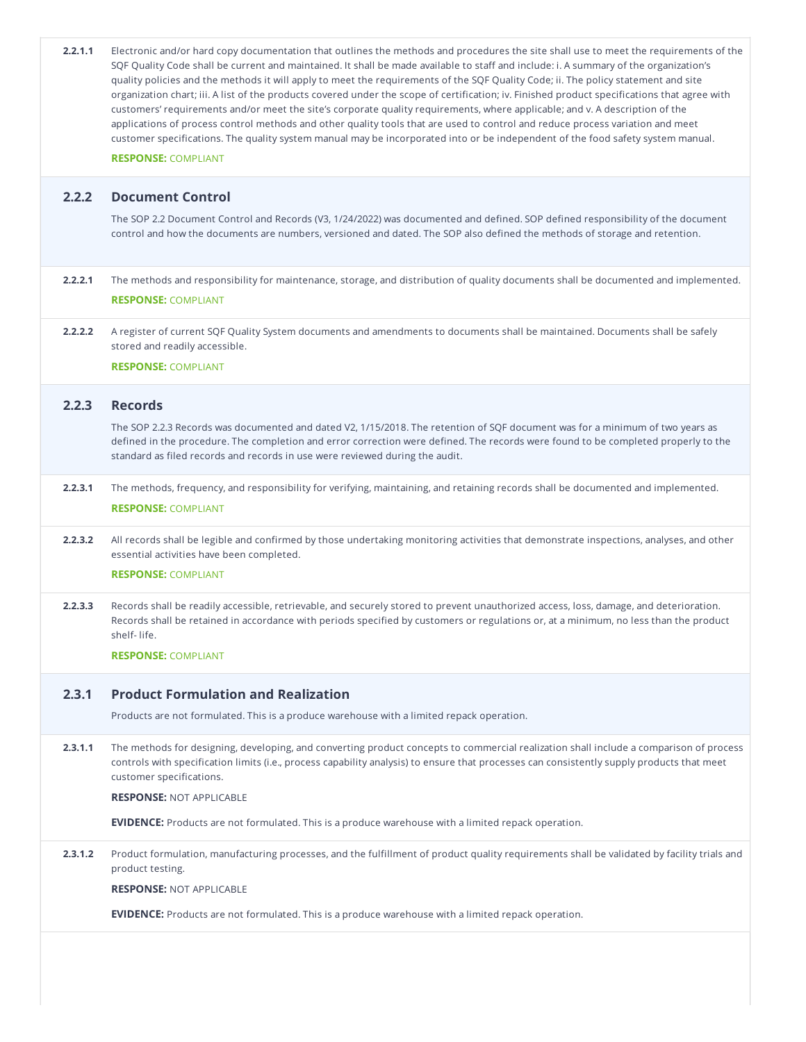**2.2.1.1** Electronic and/or hard copy documentation that outlines the methods and procedures the site shall use to meet the requirements of the SQF Quality Code shall be current and maintained. It shall be made available to staff and include: i. A summary of the organization's quality policies and the methods it will apply to meet the requirements of the SQF Quality Code; ii. The policy statement and site organization chart; iii. A list of the products covered under the scope of certification; iv. Finished product specifications that agree with customers' requirements and/or meet the site's corporate quality requirements, where applicable; and v. A description of the applications of process control methods and other quality tools that are used to control and reduce process variation and meet customer specifications. The quality system manual may be incorporated into or be independent of the food safety system manual.

**RESPONSE:** COMPLIANT

## 2.2.2 Document Control

The SOP 2.2 Document Control and Records (V3, 1/24/2022) was documented and defined. SOP defined responsibility of the document control and how the documents are numbers, versioned and dated. The SOP also defined the methods of storage and retention.

**2.2.2.1** The methods and responsibility for maintenance, storage, and distribution of quality documents shall be documented and implemented.

**RESPONSE:** COMPLIANT

**2.2.2.2** A register of current SQF Quality System documents and amendments to documents shall be maintained. Documents shall be safely stored and readily accessible.

**RESPONSE:** COMPLIANT

## 2.2.3 Records

The SOP 2.2.3 Records was documented and dated V2, 1/15/2018. The retention of SQF document was for a minimum of two years as defined in the procedure. The completion and error correction were defined. The records were found to be completed properly to the standard as filed records and records in use were reviewed during the audit.

**2.2.3.1** The methods, frequency, and responsibility for verifying, maintaining, and retaining records shall be documented and implemented.

**RESPONSE:** COMPLIANT

**2.2.3.2** All records shall be legible and confirmed by those undertaking monitoring activities that demonstrate inspections, analyses, and other essential activities have been completed.

**RESPONSE:** COMPLIANT

**2.2.3.3** Records shall be readily accessible, retrievable, and securely stored to prevent unauthorized access, loss, damage, and deterioration. Records shall be retained in accordance with periods specified by customers or regulations or, at a minimum, no less than the product shelf- life.

**RESPONSE:** COMPLIANT

## 2.3.1 Product Formulation and Realization

Products are not formulated. This is a produce warehouse with a limited repack operation.

**2.3.1.1** The methods for designing, developing, and converting product concepts to commercial realization shall include a comparison of process controls with specification limits (i.e., process capability analysis) to ensure that processes can consistently supply products that meet customer specifications.

**RESPONSE:** NOT APPLICABLE

**EVIDENCE:** Products are not formulated. This is a produce warehouse with a limited repack operation.

**2.3.1.2** Product formulation, manufacturing processes, and the fulfillment of product quality requirements shall be validated by facility trials and product testing.

**RESPONSE:** NOT APPLICABLE

**EVIDENCE:** Products are not formulated. This is a produce warehouse with a limited repack operation.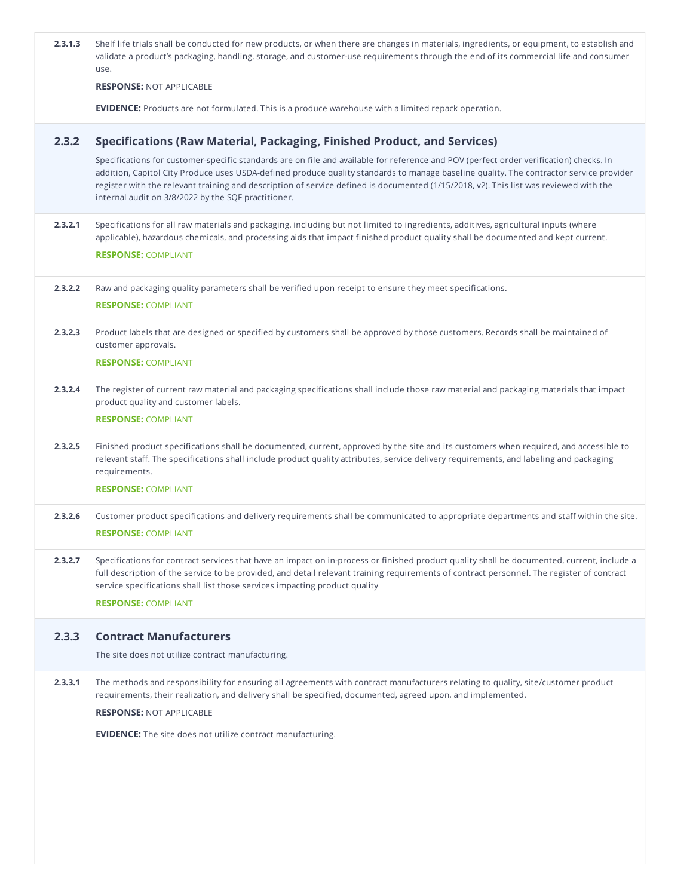**2.3.1.3** Shelf life trials shall be conducted for new products, or when there are changes in materials, ingredients, or equipment, to establish and validate a product's packaging, handling, storage, and customer-use requirements through the end of its commercial life and consumer use.

**RESPONSE:** NOT APPLICABLE

**EVIDENCE:** Products are not formulated. This is a produce warehouse with a limited repack operation.

## 2.3.2 Specifications (Raw Material, Packaging, Finished Product, and Services)

Specifications for customer-specific standards are on file and available for reference and POV (perfect order verification) checks. In addition, Capitol City Produce uses USDA-defined produce quality standards to manage baseline quality. The contractor service provider register with the relevant training and description of service defined is documented (1/15/2018, v2). This list was reviewed with the internal audit on 3/8/2022 by the SQF practitioner.

**2.3.2.1** Specifications for all raw materials and packaging, including but not limited to ingredients, additives, agricultural inputs (where applicable), hazardous chemicals, and processing aids that impact finished product quality shall be documented and kept current.

**RESPONSE:** COMPLIANT

**2.3.2.2** Raw and packaging quality parameters shall be verified upon receipt to ensure they meet specifications.

**RESPONSE:** COMPLIANT

**2.3.2.3** Product labels that are designed or specified by customers shall be approved by those customers. Records shall be maintained of customer approvals.

**RESPONSE:** COMPLIANT

**2.3.2.4** The register of current raw material and packaging specifications shall include those raw material and packaging materials that impact product quality and customer labels.

**RESPONSE:** COMPLIANT

**2.3.2.5** Finished product specifications shall be documented, current, approved by the site and its customers when required, and accessible to relevant staff. The specifications shall include product quality attributes, service delivery requirements, and labeling and packaging requirements.

**RESPONSE:** COMPLIANT

**2.3.2.6** Customer product specifications and delivery requirements shall be communicated to appropriate departments and staff within the site.

**RESPONSE:** COMPLIANT

**2.3.2.7** Specifications for contract services that have an impact on in-process or finished product quality shall be documented, current, include a full description of the service to be provided, and detail relevant training requirements of contract personnel. The register of contract service specifications shall list those services impacting product quality

**RESPONSE:** COMPLIANT

## 2.3.3 Contract Manufacturers

The site does not utilize contract manufacturing.

**2.3.3.1** The methods and responsibility for ensuring all agreements with contract manufacturers relating to quality, site/customer product requirements, their realization, and delivery shall be specified, documented, agreed upon, and implemented.

**RESPONSE:** NOT APPLICABLE

**EVIDENCE:** The site does not utilize contract manufacturing.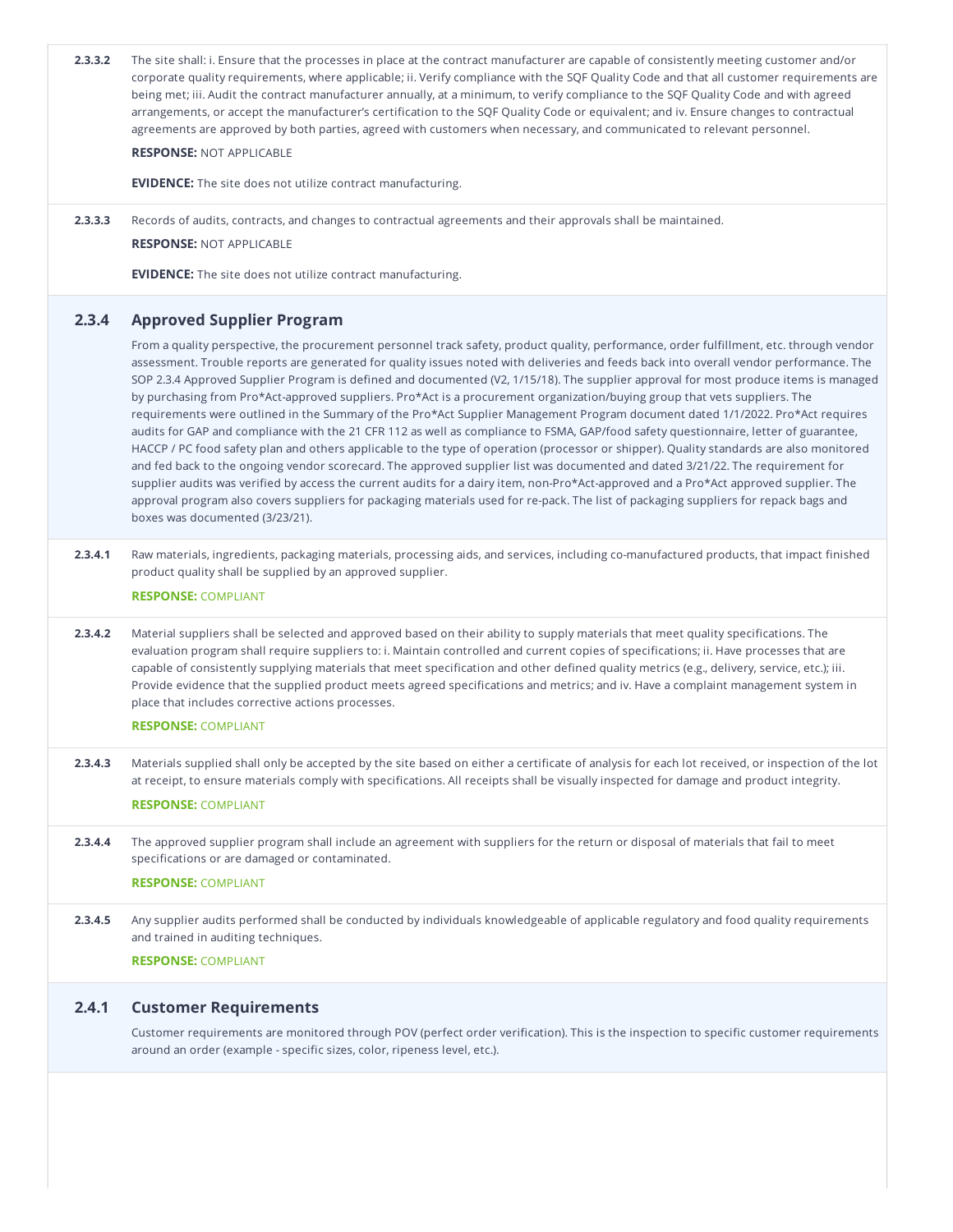**2.3.3.2** The site shall: i. Ensure that the processes in place at the contract manufacturer are capable of consistently meeting customer and/or corporate quality requirements, where applicable; ii. Verify compliance with the SQF Quality Code and that all customer requirements are being met; iii. Audit the contract manufacturer annually, at a minimum, to verify compliance to the SQF Quality Code and with agreed arrangements, or accept the manufacturer's certification to the SQF Quality Code or equivalent; and iv. Ensure changes to contractual agreements are approved by both parties, agreed with customers when necessary, and communicated to relevant personnel.

**RESPONSE:** NOT APPLICABLE

**EVIDENCE:** The site does not utilize contract manufacturing.

**2.3.3.3** Records of audits, contracts, and changes to contractual agreements and their approvals shall be maintained.

**RESPONSE:** NOT APPLICABLE

**EVIDENCE:** The site does not utilize contract manufacturing.

## 2.3.4 Approved Supplier Program

From a quality perspective, the procurement personnel track safety, product quality, performance, order fulfillment, etc. through vendor assessment. Trouble reports are generated for quality issues noted with deliveries and feeds back into overall vendor performance. The SOP 2.3.4 Approved Supplier Program is defined and documented (V2, 1/15/18). The supplier approval for most produce items is managed by purchasing from Pro*Act-approved suppliers. Pro*Act is a procurement organization/buying group that vets suppliers. The requirements were outlined in the Summary of the Pro*Act Supplier Management Program document dated 1/1/2022. Pro*Act requires audits for GAP and compliance with the 21 CFR 112 as well as compliance to FSMA, GAP/food safety questionnaire, letter of guarantee, HACCP / PC food safety plan and others applicable to the type of operation (processor or shipper). Quality standards are also monitored and fed back to the ongoing vendor scorecard. The approved supplier list was documented and dated 3/21/22. The requirement for supplier audits was verified by access the current audits for a dairy item, non-Pro*Act-approved and a Pro*Act approved supplier. The approval program also covers suppliers for packaging materials used for re-pack. The list of packaging suppliers for repack bags and boxes was documented (3/23/21).

**2.3.4.1** Raw materials, ingredients, packaging materials, processing aids, and services, including co-manufactured products, that impact finished product quality shall be supplied by an approved supplier.

**RESPONSE:** COMPLIANT

**2.3.4.2** Material suppliers shall be selected and approved based on their ability to supply materials that meet quality specifications. The evaluation program shall require suppliers to: i. Maintain controlled and current copies of specifications; ii. Have processes that are capable of consistently supplying materials that meet specification and other defined quality metrics (e.g., delivery, service, etc.); iii. Provide evidence that the supplied product meets agreed specifications and metrics; and iv. Have a complaint management system in place that includes corrective actions processes.

**RESPONSE:** COMPLIANT

**2.3.4.3** Materials supplied shall only be accepted by the site based on either a certificate of analysis for each lot received, or inspection of the lot at receipt, to ensure materials comply with specifications. All receipts shall be visually inspected for damage and product integrity.

**RESPONSE:** COMPLIANT

**2.3.4.4** The approved supplier program shall include an agreement with suppliers for the return or disposal of materials that fail to meet specifications or are damaged or contaminated.

**RESPONSE:** COMPLIANT

**2.3.4.5** Any supplier audits performed shall be conducted by individuals knowledgeable of applicable regulatory and food quality requirements and trained in auditing techniques.

**RESPONSE:** COMPLIANT

## 2.4.1 Customer Requirements

Customer requirements are monitored through POV (perfect order verification). This is the inspection to specific customer requirements around an order (example - specific sizes, color, ripeness level, etc.).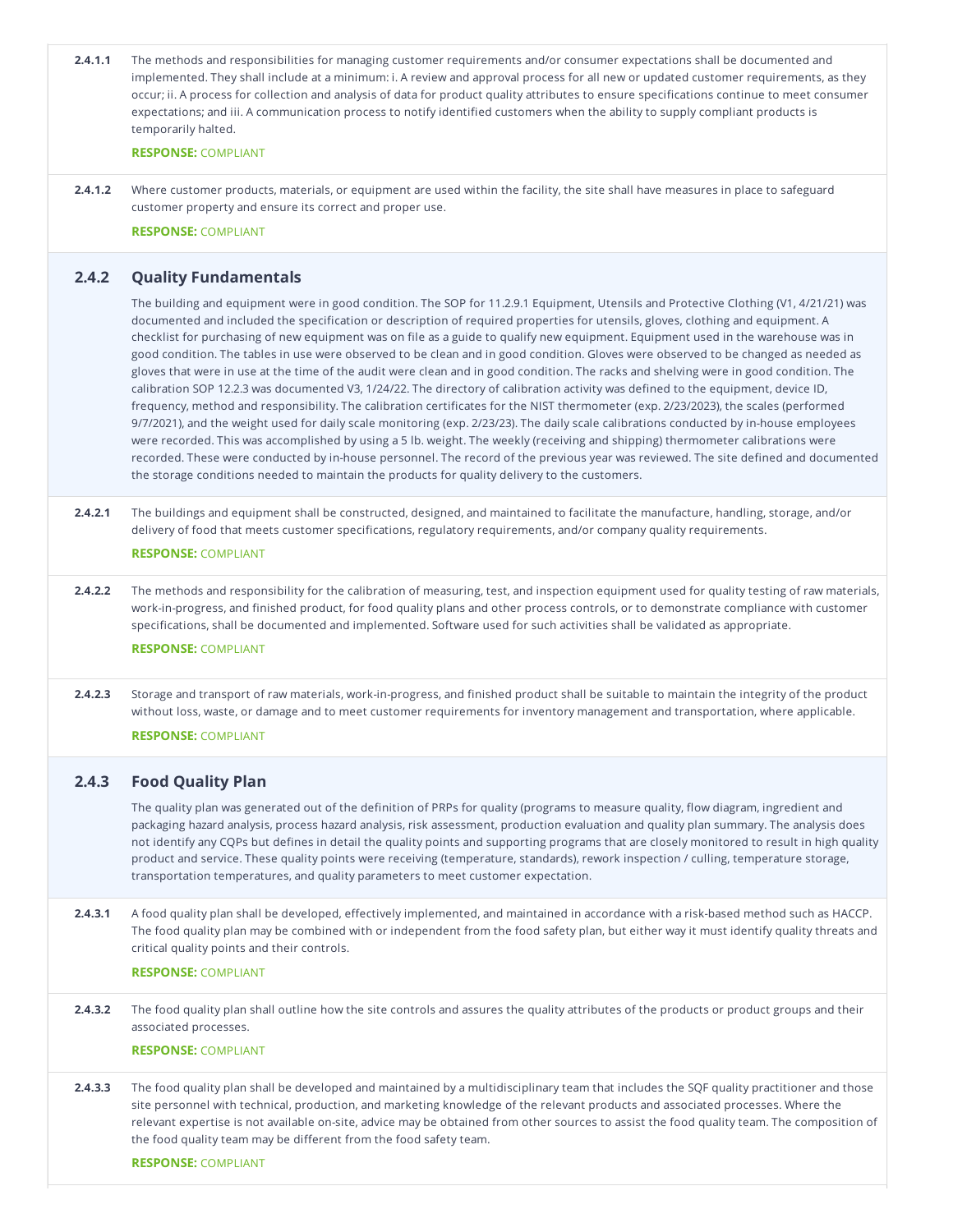**2.4.1.1** The methods and responsibilities for managing customer requirements and/or consumer expectations shall be documented and implemented. They shall include at a minimum: i. A review and approval process for all new or updated customer requirements, as they occur; ii. A process for collection and analysis of data for product quality attributes to ensure specifications continue to meet consumer expectations; and iii. A communication process to notify identified customers when the ability to supply compliant products is temporarily halted.

**RESPONSE:** COMPLIANT

**2.4.1.2** Where customer products, materials, or equipment are used within the facility, the site shall have measures in place to safeguard customer property and ensure its correct and proper use.

**RESPONSE:** COMPLIANT

## 2.4.2 Quality Fundamentals

The building and equipment were in good condition. The SOP for 11.2.9.1 Equipment, Utensils and Protective Clothing (V1, 4/21/21) was documented and included the specification or description of required properties for utensils, gloves, clothing and equipment. A checklist for purchasing of new equipment was on file as a guide to qualify new equipment. Equipment used in the warehouse was in good condition. The tables in use were observed to be clean and in good condition. Gloves were observed to be changed as needed as gloves that were in use at the time of the audit were clean and in good condition. The racks and shelving were in good condition. The calibration SOP 12.2.3 was documented V3, 1/24/22. The directory of calibration activity was defined to the equipment, device ID, frequency, method and responsibility. The calibration certificates for the NIST thermometer (exp. 2/23/2023), the scales (performed 9/7/2021), and the weight used for daily scale monitoring (exp. 2/23/23). The daily scale calibrations conducted by in-house employees were recorded. This was accomplished by using a 5 lb. weight. The weekly (receiving and shipping) thermometer calibrations were recorded. These were conducted by in-house personnel. The record of the previous year was reviewed. The site defined and documented the storage conditions needed to maintain the products for quality delivery to the customers.

**2.4.2.1** The buildings and equipment shall be constructed, designed, and maintained to facilitate the manufacture, handling, storage, and/or delivery of food that meets customer specifications, regulatory requirements, and/or company quality requirements.

**RESPONSE:** COMPLIANT

**2.4.2.2** The methods and responsibility for the calibration of measuring, test, and inspection equipment used for quality testing of raw materials, work-in-progress, and finished product, for food quality plans and other process controls, or to demonstrate compliance with customer specifications, shall be documented and implemented. Software used for such activities shall be validated as appropriate.

**RESPONSE:** COMPLIANT

**2.4.2.3** Storage and transport of raw materials, work-in-progress, and finished product shall be suitable to maintain the integrity of the product without loss, waste, or damage and to meet customer requirements for inventory management and transportation, where applicable.

**RESPONSE:** COMPLIANT

## 2.4.3 Food Quality Plan

The quality plan was generated out of the definition of PRPs for quality (programs to measure quality, flow diagram, ingredient and packaging hazard analysis, process hazard analysis, risk assessment, production evaluation and quality plan summary. The analysis does not identify any CQPs but defines in detail the quality points and supporting programs that are closely monitored to result in high quality product and service. These quality points were receiving (temperature, standards), rework inspection / culling, temperature storage, transportation temperatures, and quality parameters to meet customer expectation.

**2.4.3.1** A food quality plan shall be developed, effectively implemented, and maintained in accordance with a risk-based method such as HACCP. The food quality plan may be combined with or independent from the food safety plan, but either way it must identify quality threats and critical quality points and their controls.

**RESPONSE:** COMPLIANT

**2.4.3.2** The food quality plan shall outline how the site controls and assures the quality attributes of the products or product groups and their associated processes.

**RESPONSE:** COMPLIANT

**2.4.3.3** The food quality plan shall be developed and maintained by a multidisciplinary team that includes the SQF quality practitioner and those site personnel with technical, production, and marketing knowledge of the relevant products and associated processes. Where the relevant expertise is not available on-site, advice may be obtained from other sources to assist the food quality team. The composition of the food quality team may be different from the food safety team.

**RESPONSE:** COMPLIANT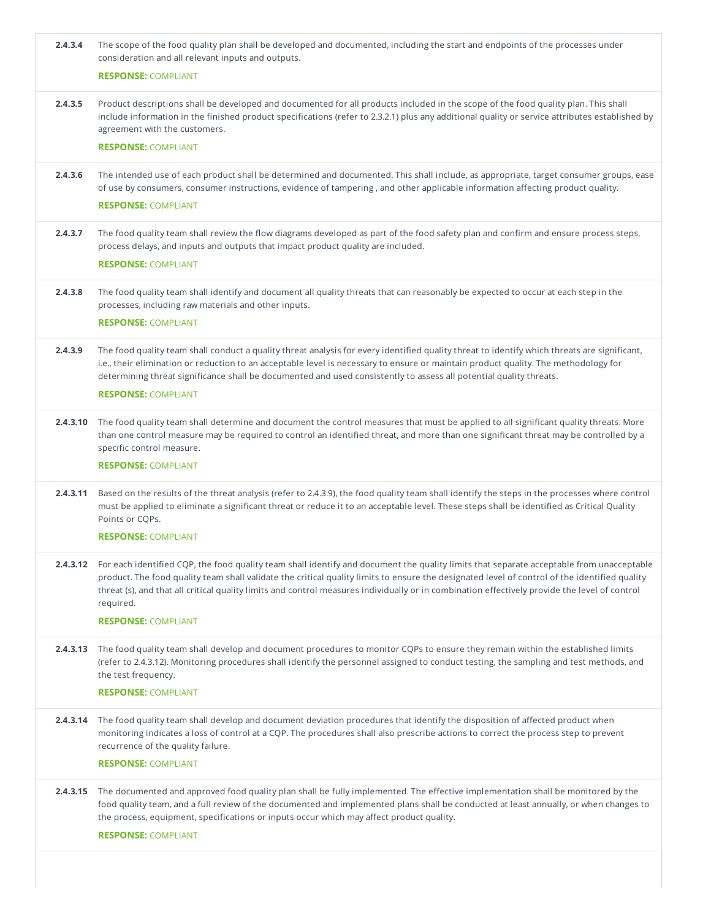**2.4.3.4** The scope of the food quality plan shall be developed and documented, including the start and endpoints of the processes under consideration and all relevant inputs and outputs.

**RESPONSE:** COMPLIANT

**2.4.3.5** Product descriptions shall be developed and documented for all products included in the scope of the food quality plan. This shall include information in the finished product specifications (refer to 2.3.2.1) plus any additional quality or service attributes established by agreement with the customers.

**RESPONSE:** COMPLIANT

**2.4.3.6** The intended use of each product shall be determined and documented. This shall include, as appropriate, target consumer groups, ease of use by consumers, consumer instructions, evidence of tampering , and other applicable information affecting product quality.

**RESPONSE:** COMPLIANT

**2.4.3.7** The food quality team shall review the flow diagrams developed as part of the food safety plan and confirm and ensure process steps, process delays, and inputs and outputs that impact product quality are included.

**RESPONSE:** COMPLIANT

**2.4.3.8** The food quality team shall identify and document all quality threats that can reasonably be expected to occur at each step in the processes, including raw materials and other inputs.

**RESPONSE:** COMPLIANT

**2.4.3.9** The food quality team shall conduct a quality threat analysis for every identified quality threat to identify which threats are significant, i.e., their elimination or reduction to an acceptable level is necessary to ensure or maintain product quality. The methodology for determining threat significance shall be documented and used consistently to assess all potential quality threats.

**RESPONSE:** COMPLIANT

**2.4.3.10** The food quality team shall determine and document the control measures that must be applied to all significant quality threats. More than one control measure may be required to control an identified threat, and more than one significant threat may be controlled by a specific control measure.

**RESPONSE:** COMPLIANT

**2.4.3.11** Based on the results of the threat analysis (refer to 2.4.3.9), the food quality team shall identify the steps in the processes where control must be applied to eliminate a significant threat or reduce it to an acceptable level. These steps shall be identified as Critical Quality Points or CQPs.

**RESPONSE:** COMPLIANT

**2.4.3.12** For each identified CQP, the food quality team shall identify and document the quality limits that separate acceptable from unacceptable product. The food quality team shall validate the critical quality limits to ensure the designated level of control of the identified quality threat (s), and that all critical quality limits and control measures individually or in combination effectively provide the level of control required.

**RESPONSE:** COMPLIANT

**2.4.3.13** The food quality team shall develop and document procedures to monitor CQPs to ensure they remain within the established limits (refer to 2.4.3.12). Monitoring procedures shall identify the personnel assigned to conduct testing, the sampling and test methods, and the test frequency.

**RESPONSE:** COMPLIANT

**2.4.3.14** The food quality team shall develop and document deviation procedures that identify the disposition of affected product when monitoring indicates a loss of control at a CQP. The procedures shall also prescribe actions to correct the process step to prevent recurrence of the quality failure.

**RESPONSE:** COMPLIANT

**2.4.3.15** The documented and approved food quality plan shall be fully implemented. The effective implementation shall be monitored by the food quality team, and a full review of the documented and implemented plans shall be conducted at least annually, or when changes to the process, equipment, specifications or inputs occur which may affect product quality.

**RESPONSE:** COMPLIANT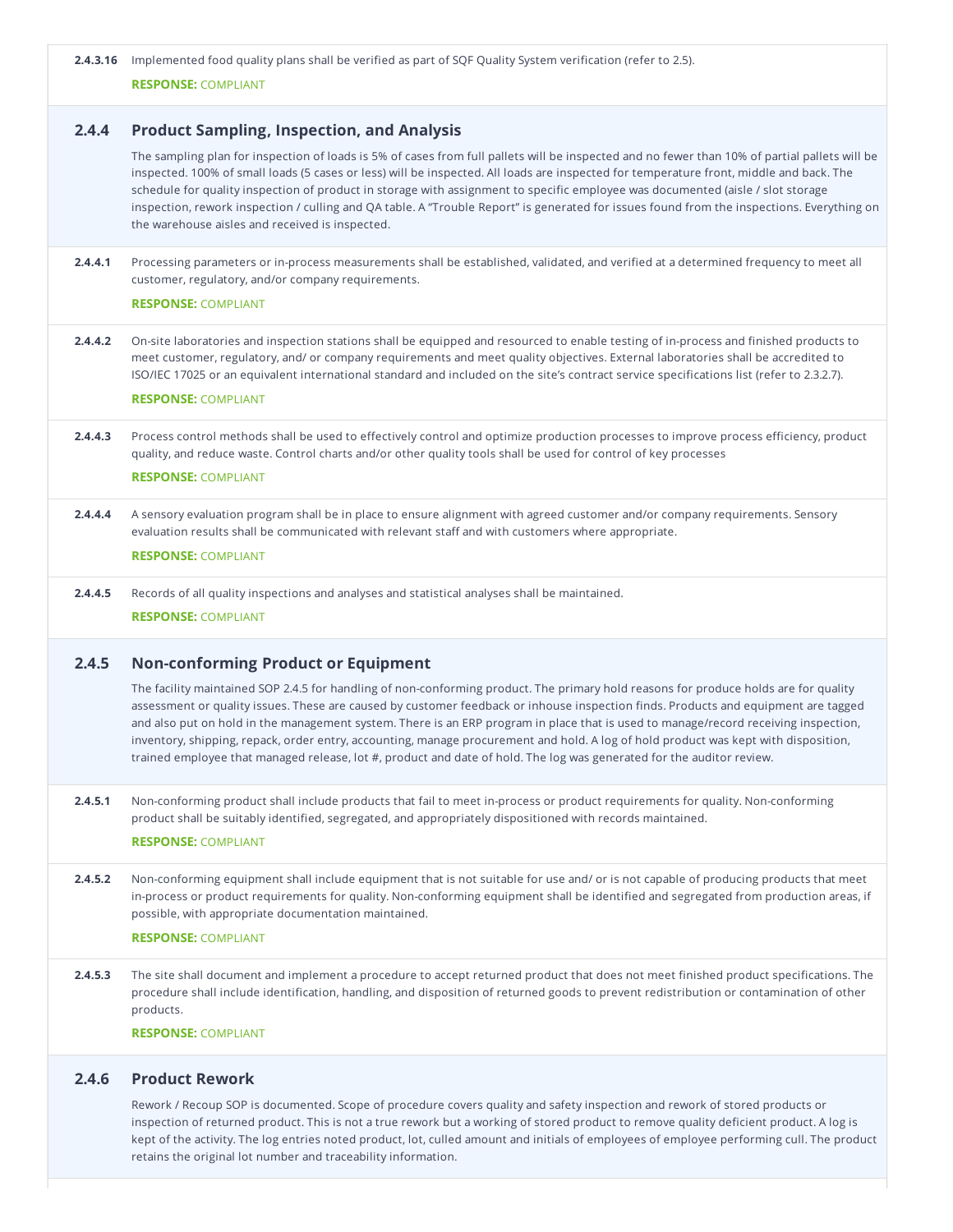**2.4.3.16** Implemented food quality plans shall be verified as part of SQF Quality System verification (refer to 2.5).

**RESPONSE:** COMPLIANT

## 2.4.4 Product Sampling, Inspection, and Analysis

The sampling plan for inspection of loads is 5% of cases from full pallets will be inspected and no fewer than 10% of partial pallets will be inspected. 100% of small loads (5 cases or less) will be inspected. All loads are inspected for temperature front, middle and back. The schedule for quality inspection of product in storage with assignment to specific employee was documented (aisle / slot storage inspection, rework inspection / culling and QA table. A "Trouble Report" is generated for issues found from the inspections. Everything on the warehouse aisles and received is inspected.

**2.4.4.1** Processing parameters or in-process measurements shall be established, validated, and verified at a determined frequency to meet all customer, regulatory, and/or company requirements.

**RESPONSE:** COMPLIANT

**2.4.4.2** On-site laboratories and inspection stations shall be equipped and resourced to enable testing of in-process and finished products to meet customer, regulatory, and/ or company requirements and meet quality objectives. External laboratories shall be accredited to ISO/IEC 17025 or an equivalent international standard and included on the site's contract service specifications list (refer to 2.3.2.7).

**RESPONSE:** COMPLIANT

**2.4.4.3** Process control methods shall be used to effectively control and optimize production processes to improve process efficiency, product quality, and reduce waste. Control charts and/or other quality tools shall be used for control of key processes

**RESPONSE:** COMPLIANT

**2.4.4.4** A sensory evaluation program shall be in place to ensure alignment with agreed customer and/or company requirements. Sensory evaluation results shall be communicated with relevant staff and with customers where appropriate.

**RESPONSE:** COMPLIANT

**2.4.4.5** Records of all quality inspections and analyses and statistical analyses shall be maintained.

**RESPONSE:** COMPLIANT

## 2.4.5 Non-conforming Product or Equipment

The facility maintained SOP 2.4.5 for handling of non-conforming product. The primary hold reasons for produce holds are for quality assessment or quality issues. These are caused by customer feedback or inhouse inspection finds. Products and equipment are tagged and also put on hold in the management system. There is an ERP program in place that is used to manage/record receiving inspection, inventory, shipping, repack, order entry, accounting, manage procurement and hold. A log of hold product was kept with disposition, trained employee that managed release, lot #, product and date of hold. The log was generated for the auditor review.

**2.4.5.1** Non-conforming product shall include products that fail to meet in-process or product requirements for quality. Non-conforming product shall be suitably identified, segregated, and appropriately dispositioned with records maintained.

**RESPONSE:** COMPLIANT

**2.4.5.2** Non-conforming equipment shall include equipment that is not suitable for use and/ or is not capable of producing products that meet in-process or product requirements for quality. Non-conforming equipment shall be identified and segregated from production areas, if possible, with appropriate documentation maintained.

**RESPONSE:** COMPLIANT

**2.4.5.3** The site shall document and implement a procedure to accept returned product that does not meet finished product specifications. The procedure shall include identification, handling, and disposition of returned goods to prevent redistribution or contamination of other products.

**RESPONSE:** COMPLIANT

## 2.4.6 Product Rework

Rework / Recoup SOP is documented. Scope of procedure covers quality and safety inspection and rework of stored products or inspection of returned product. This is not a true rework but a working of stored product to remove quality deficient product. A log is kept of the activity. The log entries noted product, lot, culled amount and initials of employees of employee performing cull. The product retains the original lot number and traceability information.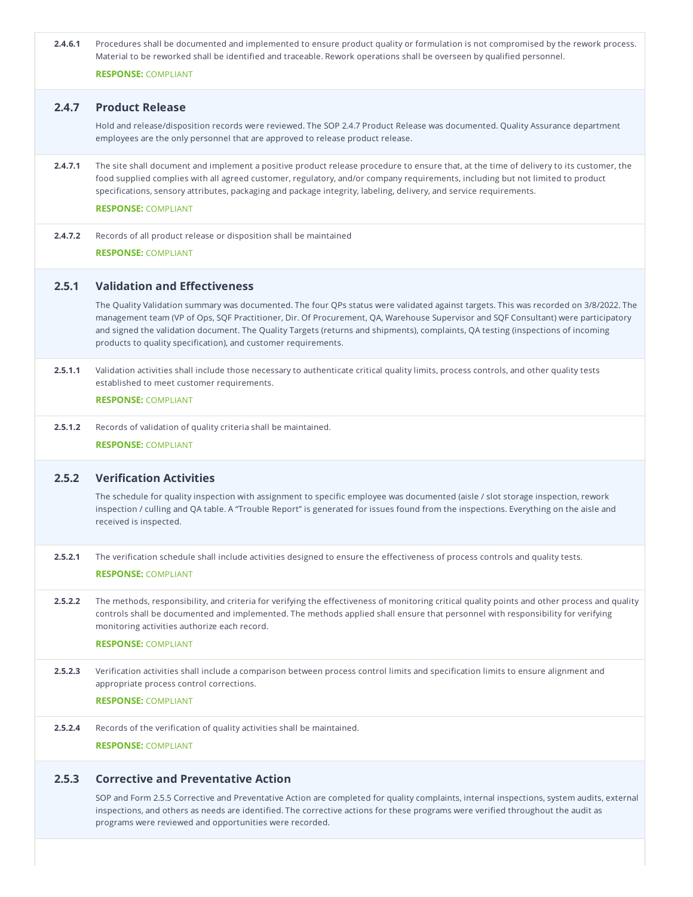**2.4.6.1** Procedures shall be documented and implemented to ensure product quality or formulation is not compromised by the rework process. Material to be reworked shall be identified and traceable. Rework operations shall be overseen by qualified personnel.

**RESPONSE:** COMPLIANT

## 2.4.7 Product Release

Hold and release/disposition records were reviewed. The SOP 2.4.7 Product Release was documented. Quality Assurance department employees are the only personnel that are approved to release product release.

**2.4.7.1** The site shall document and implement a positive product release procedure to ensure that, at the time of delivery to its customer, the food supplied complies with all agreed customer, regulatory, and/or company requirements, including but not limited to product specifications, sensory attributes, packaging and package integrity, labeling, delivery, and service requirements.

**RESPONSE:** COMPLIANT

**2.4.7.2** Records of all product release or disposition shall be maintained

**RESPONSE:** COMPLIANT

## 2.5.1 Validation and Effectiveness

The Quality Validation summary was documented. The four QPs status were validated against targets. This was recorded on 3/8/2022. The management team (VP of Ops, SQF Practitioner, Dir. Of Procurement, QA, Warehouse Supervisor and SQF Consultant) were participatory and signed the validation document. The Quality Targets (returns and shipments), complaints, QA testing (inspections of incoming products to quality specification), and customer requirements.

**2.5.1.1** Validation activities shall include those necessary to authenticate critical quality limits, process controls, and other quality tests established to meet customer requirements.

**RESPONSE:** COMPLIANT

**2.5.1.2** Records of validation of quality criteria shall be maintained.

**RESPONSE:** COMPLIANT

## 2.5.2 Verification Activities

The schedule for quality inspection with assignment to specific employee was documented (aisle / slot storage inspection, rework inspection / culling and QA table. A "Trouble Report" is generated for issues found from the inspections. Everything on the aisle and received is inspected.

**2.5.2.1** The verification schedule shall include activities designed to ensure the effectiveness of process controls and quality tests.

**RESPONSE:** COMPLIANT

**2.5.2.2** The methods, responsibility, and criteria for verifying the effectiveness of monitoring critical quality points and other process and quality controls shall be documented and implemented. The methods applied shall ensure that personnel with responsibility for verifying monitoring activities authorize each record.

**RESPONSE:** COMPLIANT

**2.5.2.3** Verification activities shall include a comparison between process control limits and specification limits to ensure alignment and appropriate process control corrections.

**RESPONSE:** COMPLIANT

**2.5.2.4** Records of the verification of quality activities shall be maintained.

**RESPONSE:** COMPLIANT

## 2.5.3 Corrective and Preventative Action

SOP and Form 2.5.5 Corrective and Preventative Action are completed for quality complaints, internal inspections, system audits, external inspections, and others as needs are identified. The corrective actions for these programs were verified throughout the audit as programs were reviewed and opportunities were recorded.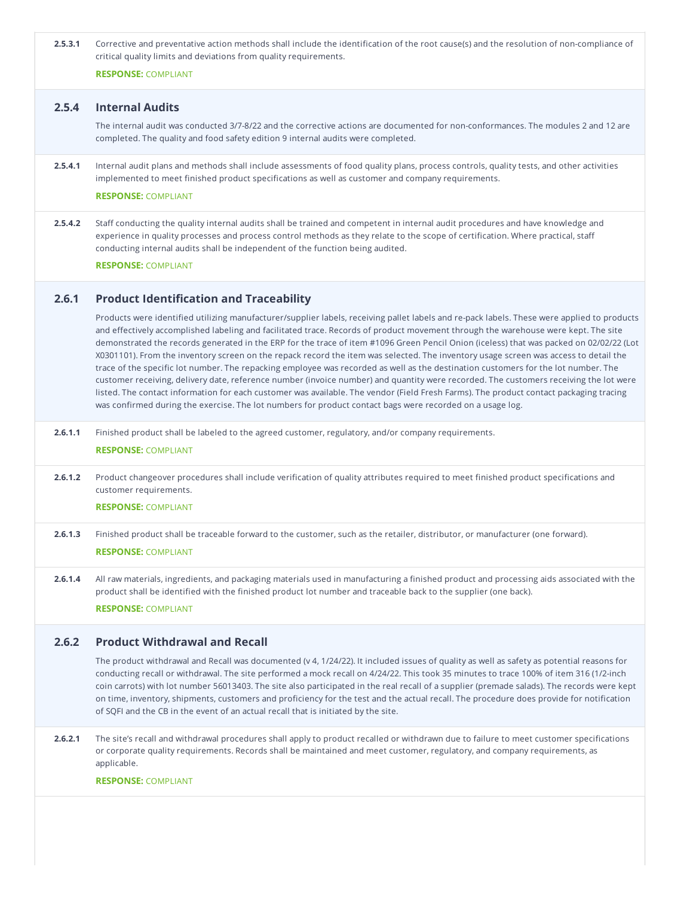**2.5.3.1** Corrective and preventative action methods shall include the identification of the root cause(s) and the resolution of non-compliance of critical quality limits and deviations from quality requirements.

**RESPONSE:** COMPLIANT

### 2.5.4 Internal Audits

The internal audit was conducted 3/7-8/22 and the corrective actions are documented for non-conformances. The modules 2 and 12 are completed. The quality and food safety edition 9 internal audits were completed.

**2.5.4.1** Internal audit plans and methods shall include assessments of food quality plans, process controls, quality tests, and other activities implemented to meet finished product specifications as well as customer and company requirements.

**RESPONSE:** COMPLIANT

**2.5.4.2** Staff conducting the quality internal audits shall be trained and competent in internal audit procedures and have knowledge and experience in quality processes and process control methods as they relate to the scope of certification. Where practical, staff conducting internal audits shall be independent of the function being audited.

**RESPONSE:** COMPLIANT

### 2.6.1 Product Identification and Traceability

Products were identified utilizing manufacturer/supplier labels, receiving pallet labels and re-pack labels. These were applied to products and effectively accomplished labeling and facilitated trace. Records of product movement through the warehouse were kept. The site demonstrated the records generated in the ERP for the trace of item #1096 Green Pencil Onion (iceless) that was packed on 02/02/22 (Lot X0301101). From the inventory screen on the repack record the item was selected. The inventory usage screen was access to detail the trace of the specific lot number. The repacking employee was recorded as well as the destination customers for the lot number. The customer receiving, delivery date, reference number (invoice number) and quantity were recorded. The customers receiving the lot were listed. The contact information for each customer was available. The vendor (Field Fresh Farms). The product contact packaging tracing was confirmed during the exercise. The lot numbers for product contact bags were recorded on a usage log.

**2.6.1.1** Finished product shall be labeled to the agreed customer, regulatory, and/or company requirements.

**RESPONSE:** COMPLIANT

**2.6.1.2** Product changeover procedures shall include verification of quality attributes required to meet finished product specifications and customer requirements.

**RESPONSE:** COMPLIANT

**2.6.1.3** Finished product shall be traceable forward to the customer, such as the retailer, distributor, or manufacturer (one forward).

**RESPONSE:** COMPLIANT

**2.6.1.4** All raw materials, ingredients, and packaging materials used in manufacturing a finished product and processing aids associated with the product shall be identified with the finished product lot number and traceable back to the supplier (one back).

**RESPONSE:** COMPLIANT

### 2.6.2 Product Withdrawal and Recall

The product withdrawal and Recall was documented (v 4, 1/24/22). It included issues of quality as well as safety as potential reasons for conducting recall or withdrawal. The site performed a mock recall on 4/24/22. This took 35 minutes to trace 100% of item 316 (1/2-inch coin carrots) with lot number 56013403. The site also participated in the real recall of a supplier (premade salads). The records were kept on time, inventory, shipments, customers and proficiency for the test and the actual recall. The procedure does provide for notification of SQFI and the CB in the event of an actual recall that is initiated by the site.

**2.6.2.1** The site's recall and withdrawal procedures shall apply to product recalled or withdrawn due to failure to meet customer specifications or corporate quality requirements. Records shall be maintained and meet customer, regulatory, and company requirements, as applicable.

**RESPONSE:** COMPLIANT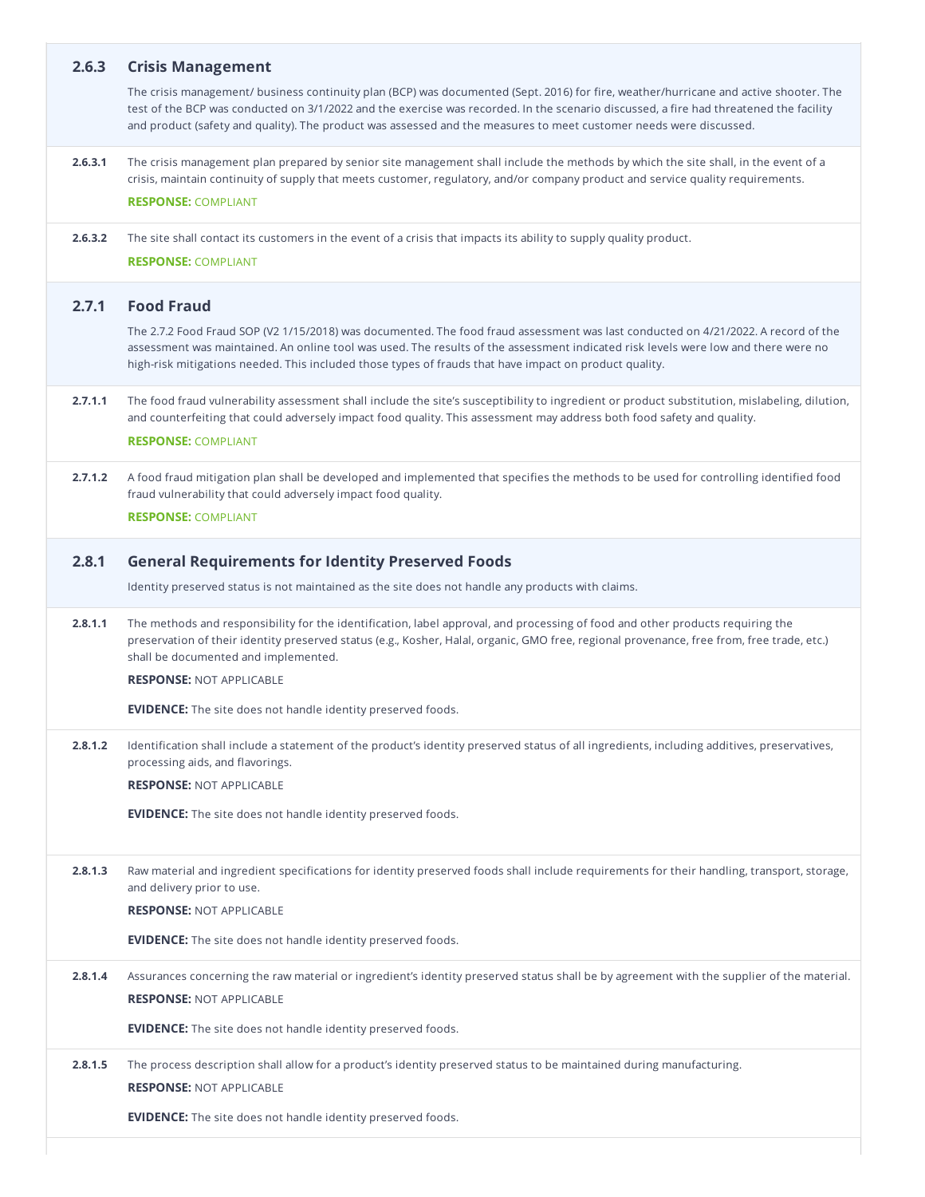### 2.6.3 Crisis Management

The crisis management/ business continuity plan (BCP) was documented (Sept. 2016) for fire, weather/hurricane and active shooter. The test of the BCP was conducted on 3/1/2022 and the exercise was recorded. In the scenario discussed, a fire had threatened the facility and product (safety and quality). The product was assessed and the measures to meet customer needs were discussed.

**2.6.3.1** The crisis management plan prepared by senior site management shall include the methods by which the site shall, in the event of a crisis, maintain continuity of supply that meets customer, regulatory, and/or company product and service quality requirements.

**RESPONSE:** COMPLIANT

**2.6.3.2** The site shall contact its customers in the event of a crisis that impacts its ability to supply quality product.

**RESPONSE:** COMPLIANT

### 2.7.1 Food Fraud

The 2.7.2 Food Fraud SOP (V2 1/15/2018) was documented. The food fraud assessment was last conducted on 4/21/2022. A record of the assessment was maintained. An online tool was used. The results of the assessment indicated risk levels were low and there were no high-risk mitigations needed. This included those types of frauds that have impact on product quality.

**2.7.1.1** The food fraud vulnerability assessment shall include the site's susceptibility to ingredient or product substitution, mislabeling, dilution, and counterfeiting that could adversely impact food quality. This assessment may address both food safety and quality.

**RESPONSE:** COMPLIANT

**2.7.1.2** A food fraud mitigation plan shall be developed and implemented that specifies the methods to be used for controlling identified food fraud vulnerability that could adversely impact food quality.

**RESPONSE:** COMPLIANT

### 2.8.1 General Requirements for Identity Preserved Foods

Identity preserved status is not maintained as the site does not handle any products with claims.

**2.8.1.1** The methods and responsibility for the identification, label approval, and processing of food and other products requiring the preservation of their identity preserved status (e.g., Kosher, Halal, organic, GMO free, regional provenance, free from, free trade, etc.) shall be documented and implemented.

**RESPONSE:** NOT APPLICABLE

**EVIDENCE:** The site does not handle identity preserved foods.

**2.8.1.2** Identification shall include a statement of the product's identity preserved status of all ingredients, including additives, preservatives, processing aids, and flavorings.

**RESPONSE:** NOT APPLICABLE

**EVIDENCE:** The site does not handle identity preserved foods.

**2.8.1.3** Raw material and ingredient specifications for identity preserved foods shall include requirements for their handling, transport, storage, and delivery prior to use.

**RESPONSE:** NOT APPLICABLE

**EVIDENCE:** The site does not handle identity preserved foods.

**2.8.1.4** Assurances concerning the raw material or ingredient's identity preserved status shall be by agreement with the supplier of the material.

**RESPONSE:** NOT APPLICABLE

**EVIDENCE:** The site does not handle identity preserved foods.

**2.8.1.5** The process description shall allow for a product's identity preserved status to be maintained during manufacturing.

**RESPONSE:** NOT APPLICABLE

**EVIDENCE:** The site does not handle identity preserved foods.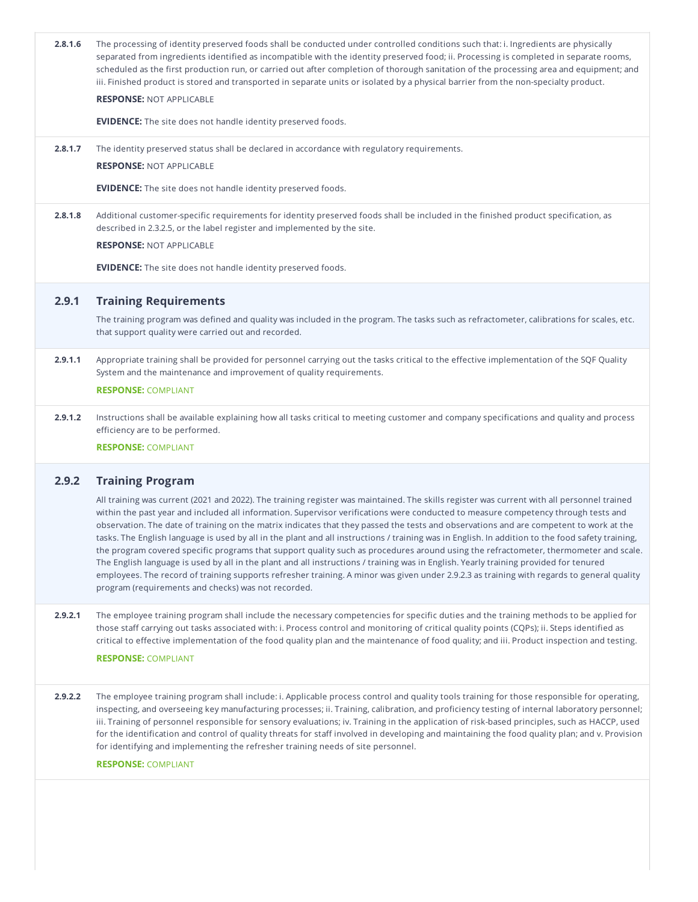**2.8.1.6** The processing of identity preserved foods shall be conducted under controlled conditions such that: i. Ingredients are physically separated from ingredients identified as incompatible with the identity preserved food; ii. Processing is completed in separate rooms, scheduled as the first production run, or carried out after completion of thorough sanitation of the processing area and equipment; and iii. Finished product is stored and transported in separate units or isolated by a physical barrier from the non-specialty product.

**RESPONSE:** NOT APPLICABLE

**EVIDENCE:** The site does not handle identity preserved foods.

**2.8.1.7** The identity preserved status shall be declared in accordance with regulatory requirements.

**RESPONSE:** NOT APPLICABLE

**EVIDENCE:** The site does not handle identity preserved foods.

**2.8.1.8** Additional customer-specific requirements for identity preserved foods shall be included in the finished product specification, as described in 2.3.2.5, or the label register and implemented by the site.

**RESPONSE:** NOT APPLICABLE

**EVIDENCE:** The site does not handle identity preserved foods.

## 2.9.1 Training Requirements

The training program was defined and quality was included in the program. The tasks such as refractometer, calibrations for scales, etc. that support quality were carried out and recorded.

**2.9.1.1** Appropriate training shall be provided for personnel carrying out the tasks critical to the effective implementation of the SQF Quality System and the maintenance and improvement of quality requirements.

**RESPONSE:** COMPLIANT

**2.9.1.2** Instructions shall be available explaining how all tasks critical to meeting customer and company specifications and quality and process efficiency are to be performed.

**RESPONSE:** COMPLIANT

## 2.9.2 Training Program

All training was current (2021 and 2022). The training register was maintained. The skills register was current with all personnel trained within the past year and included all information. Supervisor verifications were conducted to measure competency through tests and observation. The date of training on the matrix indicates that they passed the tests and observations and are competent to work at the tasks. The English language is used by all in the plant and all instructions / training was in English. In addition to the food safety training, the program covered specific programs that support quality such as procedures around using the refractometer, thermometer and scale. The English language is used by all in the plant and all instructions / training was in English. Yearly training provided for tenured employees. The record of training supports refresher training. A minor was given under 2.9.2.3 as training with regards to general quality program (requirements and checks) was not recorded.

**2.9.2.1** The employee training program shall include the necessary competencies for specific duties and the training methods to be applied for those staff carrying out tasks associated with: i. Process control and monitoring of critical quality points (CQPs); ii. Steps identified as critical to effective implementation of the food quality plan and the maintenance of food quality; and iii. Product inspection and testing.

**RESPONSE:** COMPLIANT

**2.9.2.2** The employee training program shall include: i. Applicable process control and quality tools training for those responsible for operating, inspecting, and overseeing key manufacturing processes; ii. Training, calibration, and proficiency testing of internal laboratory personnel; iii. Training of personnel responsible for sensory evaluations; iv. Training in the application of risk-based principles, such as HACCP, used for the identification and control of quality threats for staff involved in developing and maintaining the food quality plan; and v. Provision for identifying and implementing the refresher training needs of site personnel.

**RESPONSE:** COMPLIANT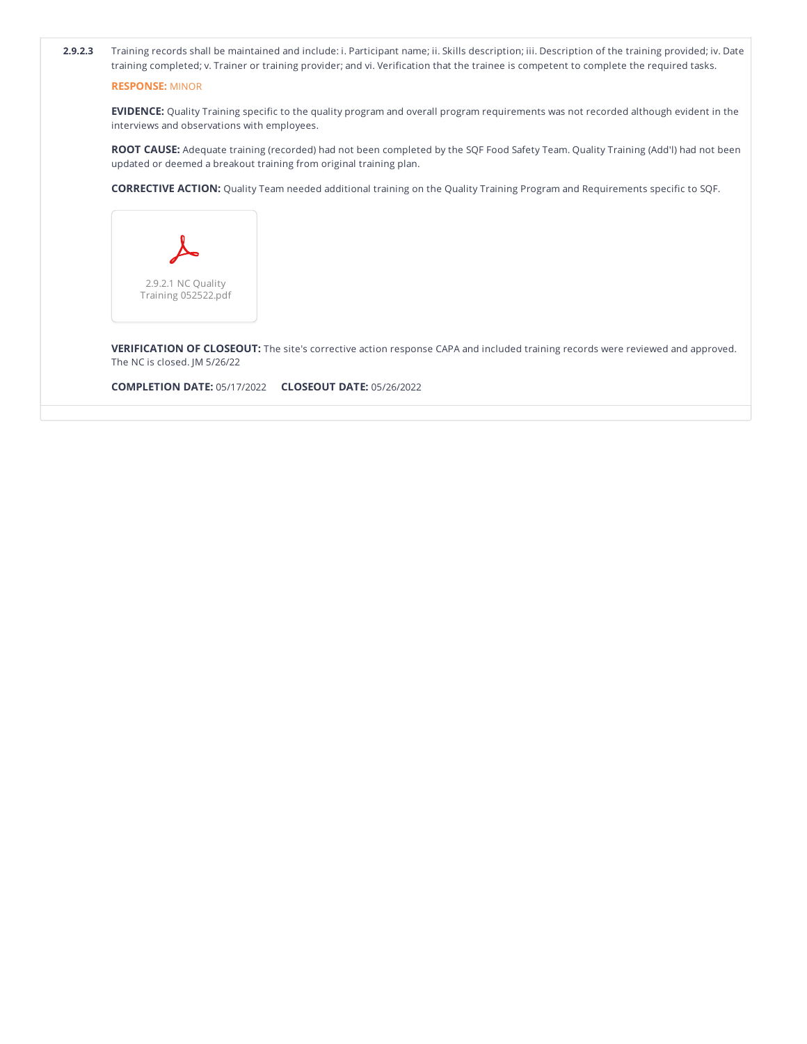**2.9.2.3** Training records shall be maintained and include: i. Participant name; ii. Skills description; iii. Description of the training provided; iv. Date training completed; v. Trainer or training provider; and vi. Verification that the trainee is competent to complete the required tasks.

**RESPONSE:** MINOR

**EVIDENCE:** Quality Training specific to the quality program and overall program requirements was not recorded although evident in the interviews and observations with employees.

**ROOT CAUSE:** Adequate training (recorded) had not been completed by the SQF Food Safety Team. Quality Training (Add'l) had not been updated or deemed a breakout training from original training plan.

**CORRECTIVE ACTION:** Quality Team needed additional training on the Quality Training Program and Requirements specific to SQF.

2.9.2.1 NC Quality Training 052522.pdf

**VERIFICATION OF CLOSEOUT:** The site's corrective action response CAPA and included training records were reviewed and approved. The NC is closed. JM 5/26/22

**COMPLETION DATE:** 05/17/2022 **CLOSEOUT DATE:** 05/26/2022